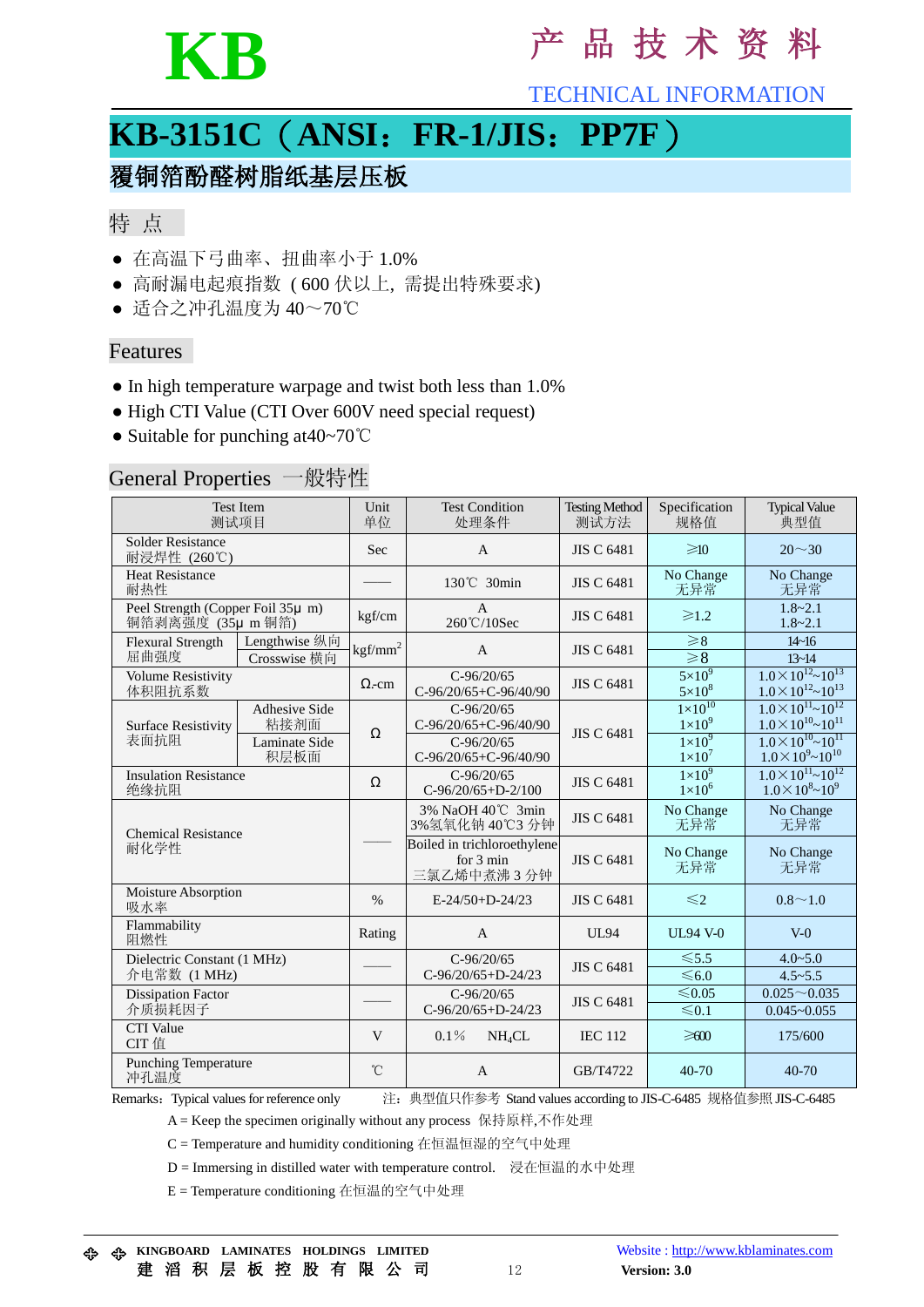# KB

# 产 品 技 术 资 料

TECHNICAL INFORMATION

## KB-3151C（ANSI：FR-1/JIS：PP7F）

### 覆铜箔酚醛树脂纸基层压板

### 特 点

- 在高温下弓曲率、扭曲率小于 1.0%
- 高耐漏电起痕指数 ( 600 伏以上，需提出特殊要求)
- 适合之冲孔温度为 40～70℃

### Features

- In high temperature warpage and twist both less than 1.0%
- High CTI Value (CTI Over 600V need special request)
- Suitable for punching at40~70℃

### General Properties 一般特性

| Test Item 测试项目 | | Unit 单位 | Test Condition 处理条件 | Testing Method 测试方法 | Specification 规格值 | Typical Value 典型值 |
|---|---|---|---|---|---|---|
| Solder Resistance 耐浸焊性 (260℃) | | Sec | A | JIS C 6481 | ≥10 | 20～30 |
| Heat Resistance 耐热性 | | —— | 130℃ 30min | JIS C 6481 | No Change 无异常 | No Change 无异常 |
| Peel Strength (Copper Foil 35μ m) 铜箔剥离强度 (35μ m 铜箔) | | kgf/cm | A 260℃/10Sec | JIS C 6481 | ≥1.2 | 1.8~2.1<br>1.8~2.1 |
| Flexural Strength 屈曲强度 | Lengthwise 纵向 | $kgf/mm^2$ | A | JIS C 6481 | ≥8 | 14~16 |
| | Crosswise 横向 | | | | ≥8 | 13~14 |
| Volume Resistivity 体积阻抗系数 | | Ω-cm | C-96/20/65<br>C-96/20/65+C-96/40/90 | JIS C 6481 | $5\times10^9$<br>$5\times10^8$ | $1.0\times10^{12}$~$10^{13}$<br>$1.0\times10^{12}$~$10^{13}$ |
| Surface Resistivity 表面抗阻 | Adhesive Side 粘接剂面 | Ω | C-96/20/65<br>C-96/20/65+C-96/40/90 | JIS C 6481 | $1\times10^{10}$<br>$1\times10^9$ | $1.0\times10^{11}$~$10^{12}$<br>$1.0\times10^{10}$~$10^{11}$ |
| | Laminate Side 积层板面 | | C-96/20/65<br>C-96/20/65+C-96/40/90 | | $1\times10^9$<br>$1\times10^7$ | $1.0\times10^{10}$~$10^{11}$<br>$1.0\times10^9$~$10^{10}$ |
| Insulation Resistance 绝缘抗阻 | | Ω | C-96/20/65<br>C-96/20/65+D-2/100 | JIS C 6481 | $1\times10^9$<br>$1\times10^6$ | $1.0\times10^{11}$~$10^{12}$<br>$1.0\times10^8$~$10^9$ |
| Chemical Resistance 耐化学性 | | —— | 3% NaOH 40℃ 3min<br>3%氢氧化钠 40℃3 分钟 | JIS C 6481 | No Change 无异常 | No Change 无异常 |
| | | | Boiled in trichloroethylene for 3 min<br>三氯乙烯中煮沸 3 分钟 | JIS C 6481 | No Change 无异常 | No Change 无异常 |
| Moisture Absorption 吸水率 | | % | E-24/50+D-24/23 | JIS C 6481 | ≤2 | 0.8～1.0 |
| Flammability 阻燃性 | | Rating | A | UL94 | UL94 V-0 | V-0 |
| Dielectric Constant (1 MHz) 介电常数 (1 MHz) | | —— | C-96/20/65<br>C-96/20/65+D-24/23 | JIS C 6481 | ≤5.5<br>≤6.0 | 4.0~5.0<br>4.5~5.5 |
| Dissipation Factor 介质损耗因子 | | —— | C-96/20/65<br>C-96/20/65+D-24/23 | JIS C 6481 | ≤0.05<br>≤0.1 | 0.025～0.035<br>0.045~0.055 |
| CTI Value CIT 值 | | V | 0.1% $NH_4CL$ | IEC 112 | ≥600 | 175/600 |
| Punching Temperature 冲孔温度 | | ℃ | A | GB/T4722 | 40-70 | 40-70 |

Remarks：Typical values for reference only 注：典型值只作参考 Stand values according to JIS-C-6485 规格值参照 JIS-C-6485

A = Keep the specimen originally without any process 保持原样,不作处理

C = Temperature and humidity conditioning 在恒温恒湿的空气中处理

D = Immersing in distilled water with temperature control. 浸在恒温的水中处理

E = Temperature conditioning 在恒温的空气中处理

KINGBOARD LAMINATES HOLDINGS LIMITED
建 滔 积 层 板 控 股 有 限 公 司

Website : http://www.kblaminates.com
Version: 3.0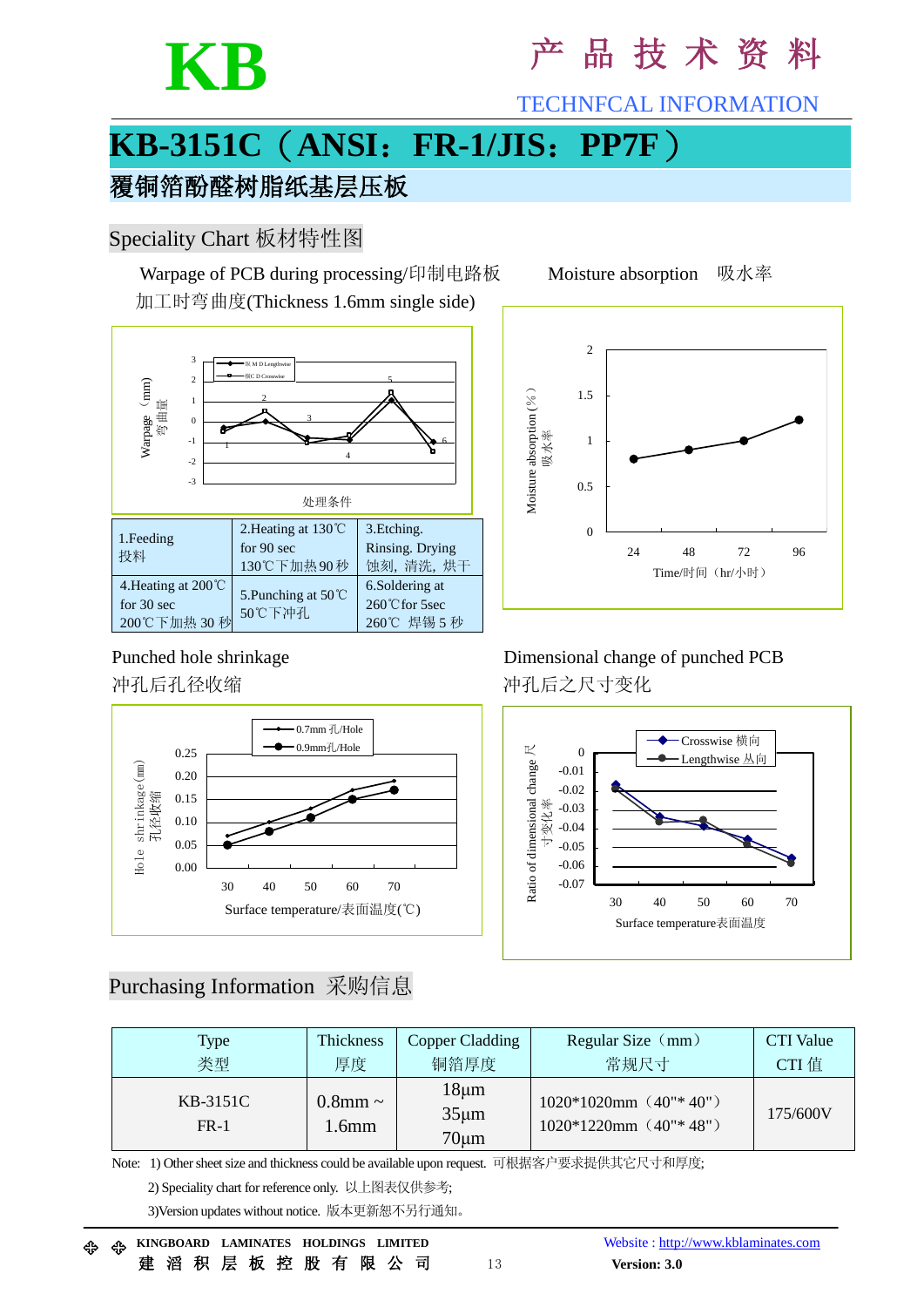# KB-3151C（ANSI：FR-1/JIS：PP7F）

## 覆铜箔酚醛树脂纸基层压板

### Speciality Chart 板材特性图

Warpage of PCB during processing/印制电路板加工时弯曲度(Thickness 1.6mm single side)

纵 M D Lengthwise
横C D Crosswise

Warpage（mm）
弯曲量

3
2
1
0
-1
-2
-3

1 2 3 4 5 6

处理条件

| | | |
|---|---|---|
| 1.Feeding<br>投料 | 2.Heating at 130℃ for 90 sec<br>130℃下加热90秒 | 3.Etching. Rinsing. Drying<br>蚀刻，清洗，烘干 |
| 4.Heating at 200℃ for 30 sec<br>200℃下加热 30 秒 | 5.Punching at 50℃<br>50℃下冲孔 | 6.Soldering at 260℃for 5sec<br>260℃ 焊锡 5 秒 |

Moisture absorption 吸水率

Moisture absorption (%)
吸水率

2
1.5
1
0.5
0

24 48 72 96

Time/时间（hr/小时）

Punched hole shrinkage
冲孔后孔径收缩

0.7mm 孔/Hole
0.9mm孔/Hole

Hole shrinkage(mm)
孔径收缩

0.25
0.20
0.15
0.10
0.05
0.00

30 40 50 60 70

Surface temperature/表面温度(℃)

Dimensional change of punched PCB
冲孔后之尺寸变化

Crosswise 横向
Lengthwise 从向

Ratio of dimensional change 尺寸变化率

0
-0.01
-0.02
-0.03
-0.04
-0.05
-0.06
-0.07

30 40 50 60 70

Surface temperature表面温度

### Purchasing Information 采购信息

| Type<br>类型 | Thickness<br>厚度 | Copper Cladding<br>铜箔厚度 | Regular Size（mm）<br>常规尺寸 | CTI Value<br>CTI 值 |
|---|---|---|---|---|
| KB-3151C<br>FR-1 | 0.8mm ~<br>1.6mm | 18µm<br>35µm<br>70µm | 1020*1020mm（40"* 40"）<br>1020*1220mm（40"* 48"） | 175/600V |

Note: 1) Other sheet size and thickness could be available upon request. 可根据客户要求提供其它尺寸和厚度;

2) Speciality chart for reference only. 以上图表仅供参考;

3)Version updates without notice. 版本更新恕不另行通知。

KINGBOARD LAMINATES HOLDINGS LIMITED
建滔积层板控股有限公司

Website : http://www.kblaminates.com
Version: 3.0